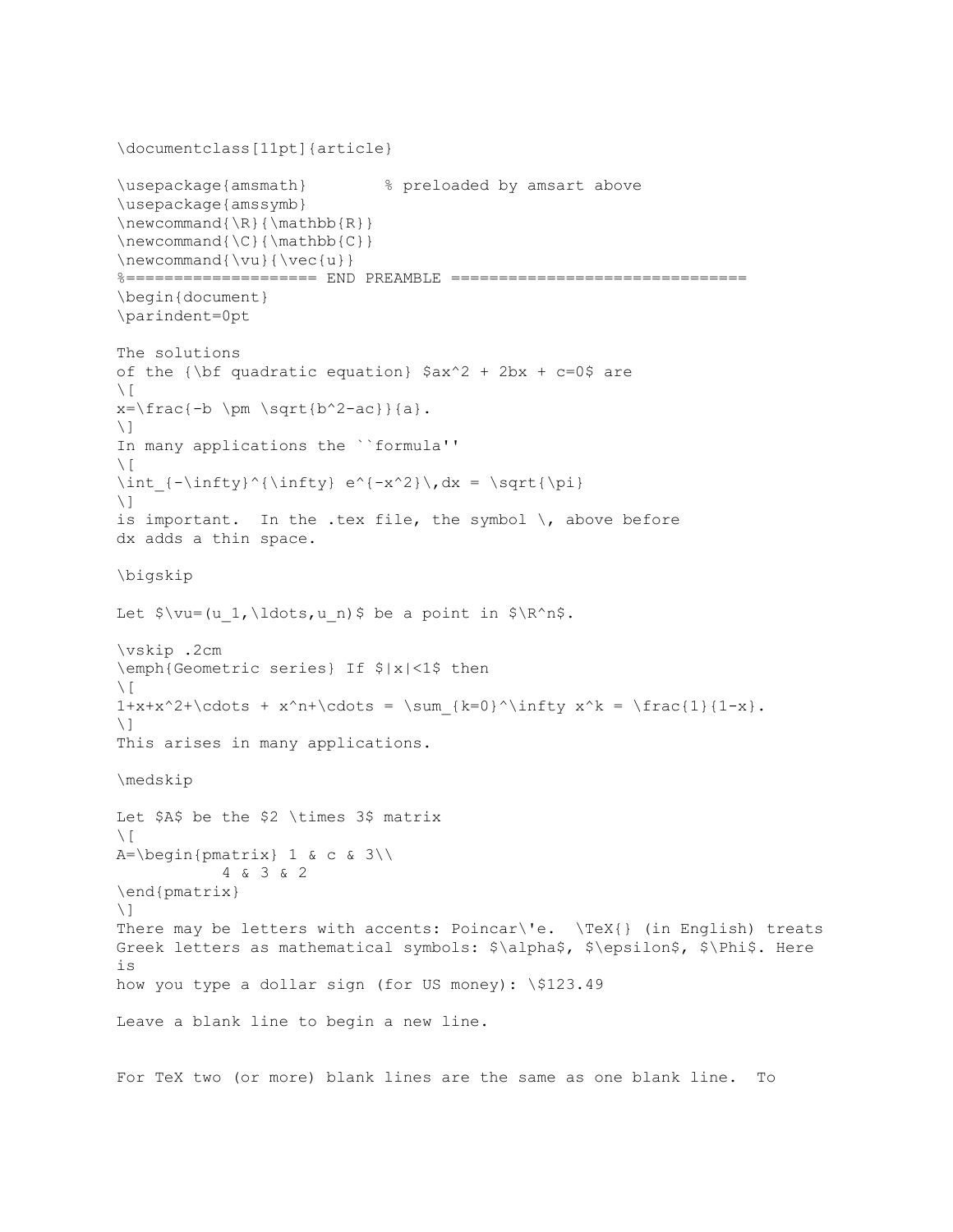```
\documentclass[11pt]{article}

\usepackage{amsmath}        % preloaded by amsart above
\usepackage{amssymb}
\newcommand{\R}{\mathbb{R}}
\newcommand{\C}{\mathbb{C}}
\newcommand{\vu}{\vec{u}}
%==================== END PREAMBLE ===============================
\begin{document}
\parindent=0pt

The solutions
of the {\bf quadratic equation} $ax^2 + 2bx + c=0$ are
\[
x=\frac{-b \pm \sqrt{b^2-ac}}{a}.
\]
In many applications the ``formula''
\[
\int_{-\infty}^{\infty} e^{-x^2}\,dx = \sqrt{\pi}
\]
is important.  In the .tex file, the symbol \, above before
dx adds a thin space.

\bigskip

Let $\vu=(u_1,\ldots,u_n)$ be a point in $\R^n$.

\vskip .2cm
\emph{Geometric series} If $|x|<1$ then
\[
1+x+x^2+\cdots + x^n+\cdots = \sum_{k=0}^\infty x^k = \frac{1}{1-x}.
\]
This arises in many applications.

\medskip

Let $A$ be the $2 \times 3$ matrix
\[
A=\begin{pmatrix} 1 & c & 3\\
          4 & 3 & 2
\end{pmatrix}
\]
There may be letters with accents: Poincar\'e.  \TeX{} (in English) treats
Greek letters as mathematical symbols: $\alpha$, $\epsilon$, $\Phi$. Here
is
how you type a dollar sign (for US money): \$123.49

Leave a blank line to begin a new line.


For TeX two (or more) blank lines are the same as one blank line.  To
```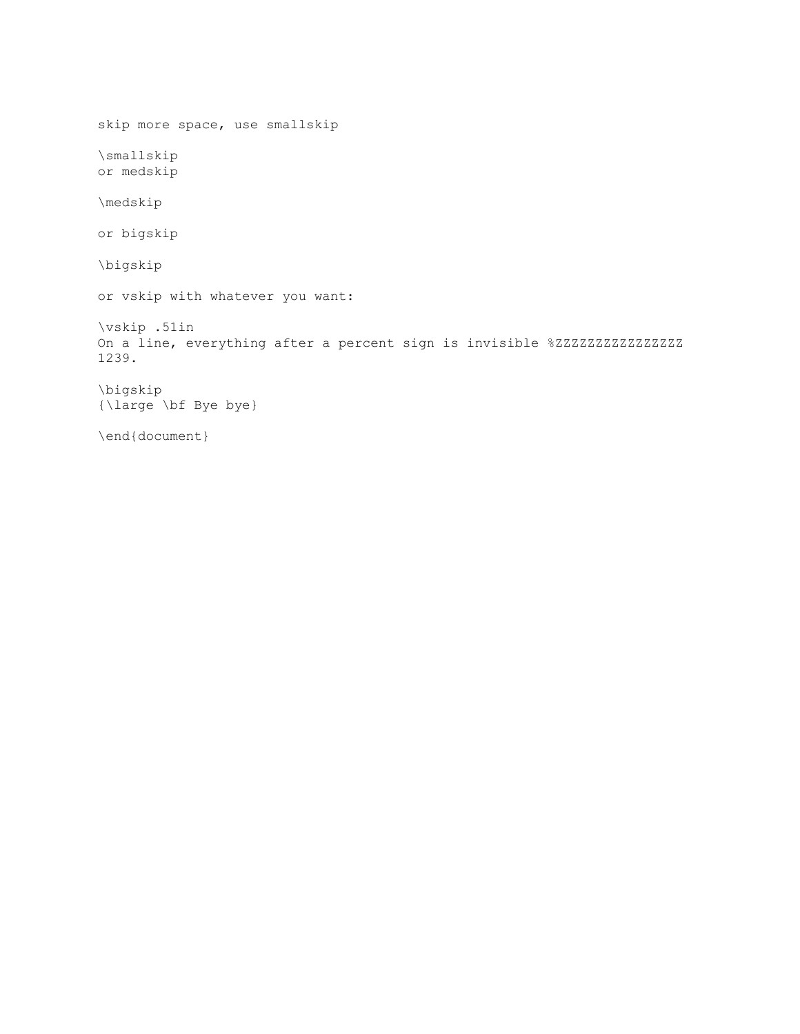```
skip more space, use smallskip

\smallskip
or medskip

\medskip

or bigskip

\bigskip

or vskip with whatever you want:

\vskip .51in
On a line, everything after a percent sign is invisible %ZZZZZZZZZZZZZZZZ
1239.

\bigskip
{\large \bf Bye bye}

\end{document}
```